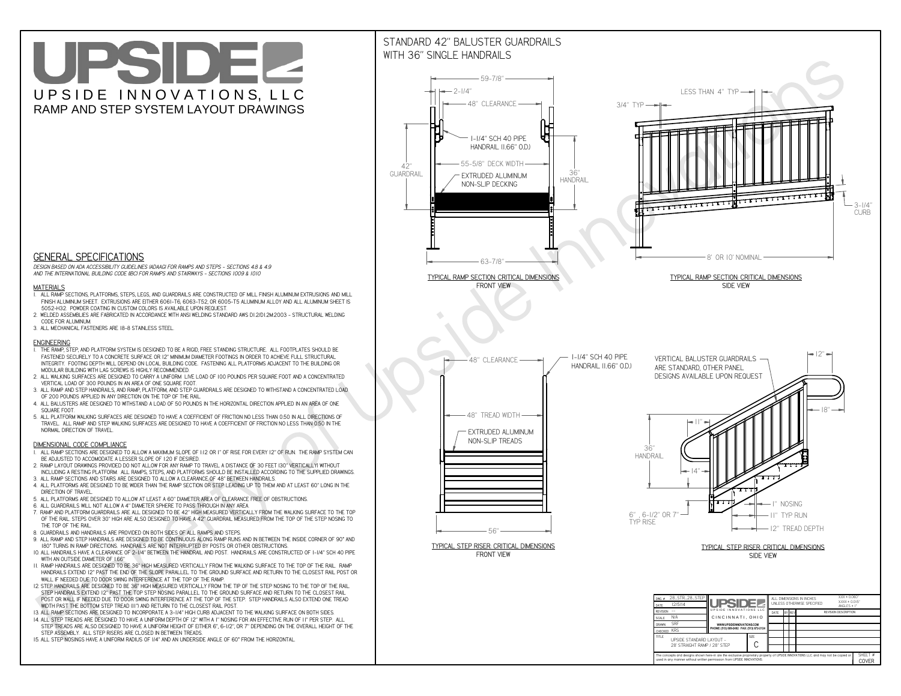# UPSIDE

UPSIDE INNOVATIONS, LLC

RAMP AND STEP SYSTEM LAYOUT DRAWINGS

## GENERAL SPECIFICATIONS

*DESIGN BASED ON ADA ACCESSIBILITY GUIDELINES (ADAAG) FOR RAMPS AND STEPS - SECTIONS 4.8 & 4.9 AND THE INTERNATIONAL BUILDING CODE (IBC) FOR RAMPS AND STAIRWAYS - SECTIONS 1009 & 1010*

### MATERIALS

1. ALL RAMP SECTIONS, PLATFORMS, STEPS, LEGS, AND GUARDRAILS ARE CONSTRUCTED OF MILL FINISH ALUMINUM EXTRUSIONS AND MILL FINISH ALUMINUM SHEET. EXTRUSIONS ARE EITHER 6061-T6, 6063-T52, OR 6005-T5 ALUMINUM ALLOY AND ALL ALUMINUM SHEET IS 5052-H32. POWDER COATING IN CUSTOM COLORS IS AVAILABLE UPON REQUEST.
2. WELDED ASSEMBLIES ARE FABRICATED IN ACCORDANCE WITH ANSI WELDING STANDARD AWS D1.2/D1.2M:2003 - STRUCTURAL WELDING CODE FOR ALUMINUM.
3. ALL MECHANICAL FASTENERS ARE 18-8 STAINLESS STEEL.

### ENGINEERING

1. THE RAMP, STEP, AND PLATFORM SYSTEM IS DESIGNED TO BE A RIGID, FREE STANDING STRUCTURE. ALL FOOTPLATES SHOULD BE FASTENED SECURELY TO A CONCRETE SURFACE OR 12" MINIMUM DIAMETER CONCRETE FOOTINGS IN ORDER TO ACHIEVE FULL STRUCTURAL INTEGRITY. FOOTING DEPTH WILL DEPEND ON LOCAL BUILDING CODE. FASTENING ALL PLATFORMS ADJACENT TO THE BUILDING OR MODULAR BUILDING WITH LAG SCREWS IS HIGHLY RECOMMENDED.
2. ALL WALKING SURFACES ARE DESIGNED TO CARRY A UNIFORM LIVE LOAD OF 100 POUNDS PER SQUARE FOOT AND A CONCENTRATED VERTICAL LOAD OF 300 POUNDS IN AN AREA OF ONE SQUARE FOOT.
3. ALL RAMP AND STEP HANDRAILS, AND RAMP, PLATFORM, AND STEP GUARDRAILS ARE DESIGNED TO WITHSTAND A CONCENTRATED LOAD OF 200 POUNDS APPLIED IN ANY DIRECTION ON THE TOP OF THE RAIL.
4. ALL BALUSTERS ARE DESIGNED TO WITHSTAND A LOAD OF 50 POUNDS IN THE HORIZONTAL DIRECTION APPLIED IN AN AREA OF ONE SQUARE FOOT.
5. ALL PLATFORM WALKING SURFACES ARE DESIGNED TO HAVE A COEFFICIENT OF FRICTION NO LESS THAN 0.50 IN ALL DIRECTIONS OF TRAVEL. ALL RAMP AND STEP WALKING SURFACES ARE DESIGNED TO HAVE A COEFFICIENT OF FRICTION NO LESS THAN 0.50 IN THE NORMAL DIRECTION OF TRAVEL.

### DIMENSIONAL CODE COMPLIANCE

1. ALL RAMP SECTIONS ARE DESIGNED TO ALLOW A MAXIMUM SLOPE OF 1:12 OR 1" OF RISE FOR EVERY 12" OF RUN. THE RAMP SYSTEM CAN BE ADJUSTED TO ACCOMODATE A LESSER SLOPE OF 1:20 IF DESIRED.
2. RAMP LAYOUT DRAWINGS PROVIDED DO NOT ALLOW FOR ANY RAMP TO TRAVEL A DISTANCE OF 30 FEET (30" VERTICALLY) WITHOUT INCLUDING A RESTING PLATFORM. ALL RAMPS, STEPS, AND PLATFORMS SHOULD BE INSTALLED ACCORDING TO THE SUPPLIED DRAWINGS.
3. ALL RAMP SECTIONS AND STAIRS ARE DESIGNED TO ALLOW A CLEARANCE OF 48" BETWEEN HANDRAILS.
4. ALL PLATFORMS ARE DESIGNED TO BE WIDER THAN THE RAMP SECTION OR STEP LEADING UP TO THEM AND AT LEAST 60" LONG IN THE DIRECTION OF TRAVEL.
5. ALL PLATFORMS ARE DESIGNED TO ALLOW AT LEAST A 60" DIAMETER AREA OF CLEARANCE FREE OF OBSTRUCTIONS.
6. ALL GUARDRAILS WILL NOT ALLOW A 4" DIAMETER SPHERE TO PASS THROUGH IN ANY AREA.
7. RAMP AND PLATFORM GUARDRAILS ARE ALL DESIGNED TO BE 42" HIGH MEASURED VERTICALLY FROM THE WALKING SURFACE TO THE TOP OF THE RAIL. STEPS OVER 30" HIGH ARE ALSO DESIGNED TO HAVE A 42" GUARDRAIL MEASURED FROM THE TOP OF THE STEP NOSING TO THE TOP OF THE RAIL.
8. GUARDRAILS AND HANDRAILS ARE PROVIDED ON BOTH SIDES OF ALL RAMPS AND STEPS.
9. ALL RAMP AND STEP HANDRAILS ARE DESIGNED TO BE CONTINUOUS ALONG RAMP RUNS AND IN BETWEEN THE INSIDE CORNER OF 90° AND 180° TURNS IN RAMP DIRECTIONS. HANDRAILS ARE NOT INTERRUPTED BY POSTS OR OTHER OBSTRUCTIONS.
10. ALL HANDRAILS HAVE A CLEARANCE OF 2-1/4" BETWEEN THE HANDRAIL AND POST. HANDRAILS ARE CONSTRUCTED OF 1-1/4" SCH 40 PIPE WITH AN OUTSIDE DIAMETER OF 1.66"
11. RAMP HANDRAILS ARE DESIGNED TO BE 36" HIGH MEASURED VERTICALLY FROM THE WALKING SURFACE TO THE TOP OF THE RAIL. RAMP HANDRAILS EXTEND 12" PAST THE END OF THE SLOPE PARALLEL TO THE GROUND SURFACE AND RETURN TO THE CLOSEST RAIL POST OR WALL IF NEEDED DUE TO DOOR SWING INTERFERENCE AT THE TOP OF THE RAMP.
12. STEP HANDRAILS ARE DESIGNED TO BE 36" HIGH MEASURED VERTICALLY FROM THE TIP OF THE STEP NOSING TO THE TOP OF THE RAIL. STEP HANDRAILS EXTEND 12" PAST THE TOP STEP NOSING PARALLEL TO THE GROUND SURFACE AND RETURN TO THE CLOSEST RAIL POST OR WALL IF NEEDED DUE TO DOOR SWING INTERFERENCE AT THE TOP OF THE STEP. STEP HANDRAILS ALSO EXTEND ONE TREAD WIDTH PAST THE BOTTOM STEP TREAD (11") AND RETURN TO THE CLOSEST RAIL POST.
13. ALL RAMP SECTIONS ARE DESIGNED TO INCORPORATE A 3-1/4" HIGH CURB ADJACENT TO THE WALKING SURFACE ON BOTH SIDES.
14. ALL STEP TREADS ARE DESIGNED TO HAVE A UNIFORM DEPTH OF 12" WITH A 1" NOSING FOR AN EFFECTIVE RUN OF 11" PER STEP. ALL STEP TREADS ARE ALSO DESIGNED TO HAVE A UNIFORM HEIGHT OF EITHER 6", 6-1/2", OR 7" DEPENDING ON THE OVERALL HEIGHT OF THE STEP ASSEMBLY. ALL STEP RISERS ARE CLOSED IN BETWEEN TREADS.
15. ALL STEP NOSINGS HAVE A UNIFORM RADIUS OF 1/4" AND AN UNDERSIDE ANGLE OF 60° FROM THE HORIZONTAL.

## STANDARD 42" BALUSTER GUARDRAILS WITH 36" SINGLE HANDRAILS

59-7/8" | 2-1/4" | 48" CLEARANCE | 1-1/4" SCH 40 PIPE HANDRAIL (1.66" O.D.) | 55-5/8" DECK WIDTH | 42" GUARDRAIL | 36" HANDRAIL | EXTRUDED ALUMINUM NON-SLIP DECKING | 63-7/8"

TYPICAL RAMP SECTION: CRITICAL DIMENSIONS
FRONT VIEW

LESS THAN 4" TYP | 3/4" TYP | 3-1/4" CURB | 8' OR 10' NOMINAL

TYPICAL RAMP SECTION: CRITICAL DIMENSIONS
SIDE VIEW

48" CLEARANCE | 1-1/4" SCH 40 PIPE HANDRAIL (1.66" O.D.) | 48" TREAD WIDTH | EXTRUDED ALUMINUM NON-SLIP TREADS | 56"

TYPICAL STEP RISER: CRITICAL DIMENSIONS
FRONT VIEW

VERTICAL BALUSTER GUARDRAILS ARE STANDARD, OTHER PANEL DESIGNS AVAILABLE UPON REQUEST | 12" | 18" | 11" | 36" HANDRAIL | 14" | 1" NOSING | 11" TYP RUN | 12" TREAD DEPTH | 6", 6-1/2" OR 7" TYP RISE

TYPICAL STEP RISER: CRITICAL DIMENSIONS
SIDE VIEW

| | |
|---|---|
| DWG # | 28_STR_28_STEP |
| DATE | 12/5/14 |
| REVISION | --- |
| SCALE | N/A |
| DRAWN | SRF |
| CHECKED | KRS |
| TITLE | UPSIDE STANDARD LAYOUT - 28' STRAIGHT RAMP / 28" STEP |
| SIZE | C |

UPSIDE INNOVATIONS LLC
CINCINNATI, OHIO
WWW.UPSIDEINNOVATIONS.COM
PHONE: (513) 889-2492 FAX: (513) 672-2124

ALL DIMENSIONS IN INCHES UNLESS OTHERWISE SPECIFIED
XXX ± 0.060"
XXXX ± 0.015"
ANGLES ± 1°

| DATE | BY | REV | REVISION DESCRIPTION |
|---|---|---|---|

The concepts and designs shown here-in are the exclusive proprietary property of UPSIDE INNOVATIONS LLC and may not be copied or used in any manner without written permission from UPSIDE INNOVATIONS.

SHEET # COVER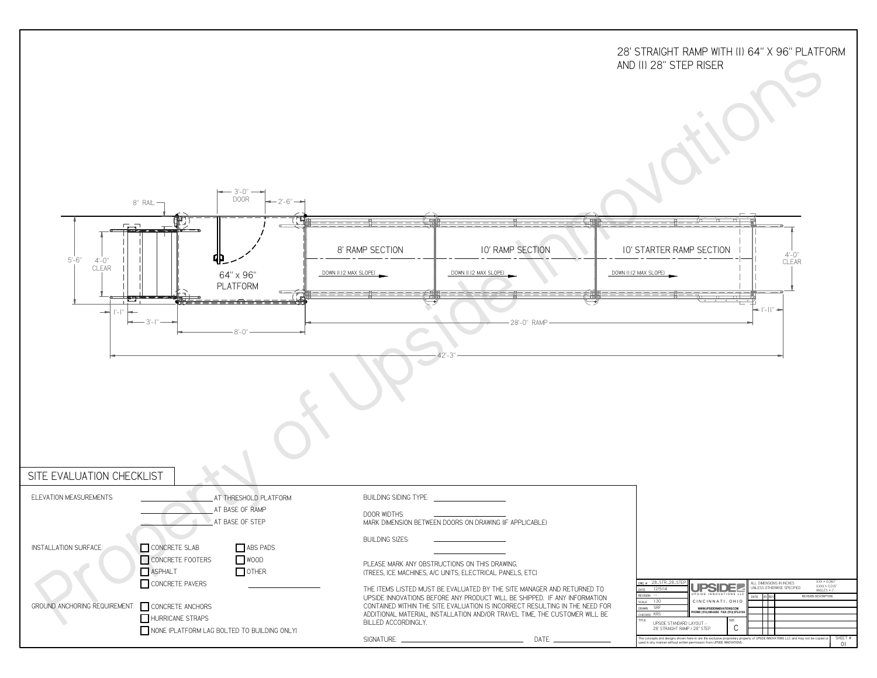# 28' STRAIGHT RAMP WITH (1) 64" X 96" PLATFORM AND (1) 28" STEP RISER

8" RAIL
3'-0"
DOOR
2'-6"
5'-6"
4'-0"
CLEAR
64" x 96"
PLATFORM
8' RAMP SECTION
DOWN (1:12 MAX SLOPE)
10' RAMP SECTION
DOWN (1:12 MAX SLOPE)
10' STARTER RAMP SECTION
DOWN (1:12 MAX SLOPE)
4'-0"
CLEAR
1'-1"
3'-1"
8'-0"
28'-0" RAMP
1'-11"
42'-3"

Property of Upside Innovations

## SITE EVALUATION CHECKLIST

ELEVATION MEASUREMENTS: ________ AT THRESHOLD PLATFORM
________ AT BASE OF RAMP
________ AT BASE OF STEP

INSTALLATION SURFACE:
- ☐ CONCRETE SLAB
- ☐ CONCRETE FOOTERS
- ☐ ASPHALT
- ☐ CONCRETE PAVERS
- ☐ ABS PADS
- ☐ WOOD
- ☐ OTHER ________

GROUND ANCHORING REQUIREMENT:
- ☐ CONCRETE ANCHORS
- ☐ HURRICANE STRAPS
- ☐ NONE (PLATFORM LAG BOLTED TO BUILDING ONLY)

BUILDING SIDING TYPE: ________

DOOR WIDTHS: ________
MARK DIMENSION BETWEEN DOORS ON DRAWING (IF APPLICABLE)

BUILDING SIZES: ________
________

PLEASE MARK ANY OBSTRUCTIONS ON THIS DRAWING.
(TREES, ICE MACHINES, A/C UNITS, ELECTRICAL PANELS, ETC)

THE ITEMS LISTED MUST BE EVALUATED BY THE SITE MANAGER AND RETURNED TO UPSIDE INNOVATIONS BEFORE ANY PRODUCT WILL BE SHIPPED. IF ANY INFORMATION CONTAINED WITHIN THE SITE EVALUATION IS INCORRECT RESULTING IN THE NEED FOR ADDITIONAL MATERIAL, INSTALLATION AND/OR TRAVEL TIME, THE CUSTOMER WILL BE BILLED ACCORDINGLY.

SIGNATURE: ________ DATE: ________

| | |
|---|---|
| DWG # | 28_STR_28_STEP |
| DATE | 12/5/14 |
| REVISION | --- |
| SCALE | 1:30 |
| DRAWN | SRF |
| CHECKED | KRS |
| TITLE | UPSIDE STANDARD LAYOUT - 28' STRAIGHT RAMP / 28" STEP |
| SIZE | C |

UPSIDE INNOVATIONS LLC
CINCINNATI, OHIO
WWW.UPSIDEINNOVATIONS.COM
PHONE: (513) 889-2492 FAX: (513) 672-2124

ALL DIMENSIONS IN INCHES UNLESS OTHERWISE SPECIFIED
.XXX ± 0.060"
.XXXX ± 0.015"
ANGLES ± 1°

| DATE | BY | REV | REVISION DESCRIPTION |
|---|---|---|---|
| | | | |

The concepts and designs shown here-in are the exclusive proprietary property of UPSIDE INNOVATIONS LLC and may not be copied or used in any manner without written permission from UPSIDE INNOVATIONS.

SHEET # 01